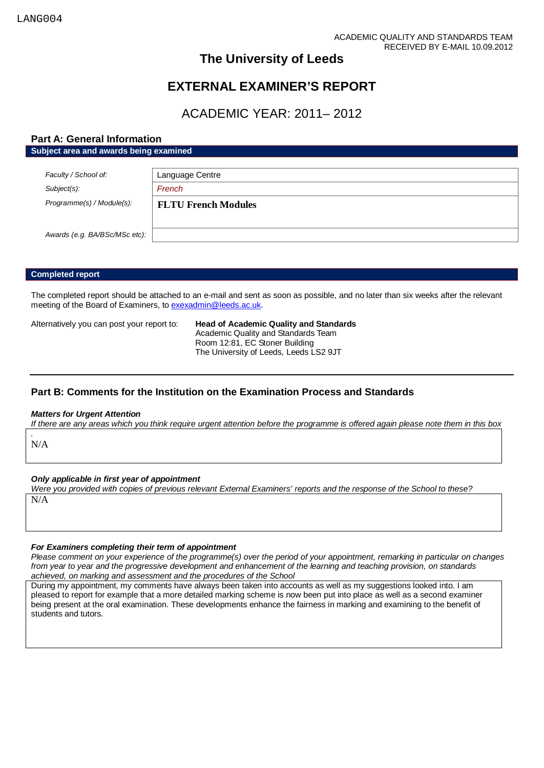LANG004

ACADEMIC QUALITY AND STANDARDS TEAM
RECEIVED BY E-MAIL 10.09.2012

# The University of Leeds

# EXTERNAL EXAMINER'S REPORT

## ACADEMIC YEAR: 2011– 2012

## Part A: General Information

**Subject area and awards being examined**

| | |
|---|---|
| *Faculty / School of:* | Language Centre |
| *Subject(s):* | *French* |
| *Programme(s) / Module(s):* | **FLTU French Modules** |
| *Awards (e.g. BA/BSc/MSc etc):* | |

**Completed report**

The completed report should be attached to an e-mail and sent as soon as possible, and no later than six weeks after the relevant meeting of the Board of Examiners, to exexadmin@leeds.ac.uk.

Alternatively you can post your report to:

**Head of Academic Quality and Standards**
Academic Quality and Standards Team
Room 12:81, EC Stoner Building
The University of Leeds, Leeds LS2 9JT

## Part B: Comments for the Institution on the Examination Process and Standards

***Matters for Urgent Attention***

*If there are any areas which you think require urgent attention before the programme is offered again please note them in this box .*

N/A

***Only applicable in first year of appointment***

*Were you provided with copies of previous relevant External Examiners' reports and the response of the School to these?*

N/A

***For Examiners completing their term of appointment***

*Please comment on your experience of the programme(s) over the period of your appointment, remarking in particular on changes from year to year and the progressive development and enhancement of the learning and teaching provision, on standards achieved, on marking and assessment and the procedures of the School*

During my appointment, my comments have always been taken into accounts as well as my suggestions looked into. I am pleased to report for example that a more detailed marking scheme is now been put into place as well as a second examiner being present at the oral examination. These developments enhance the fairness in marking and examining to the benefit of students and tutors.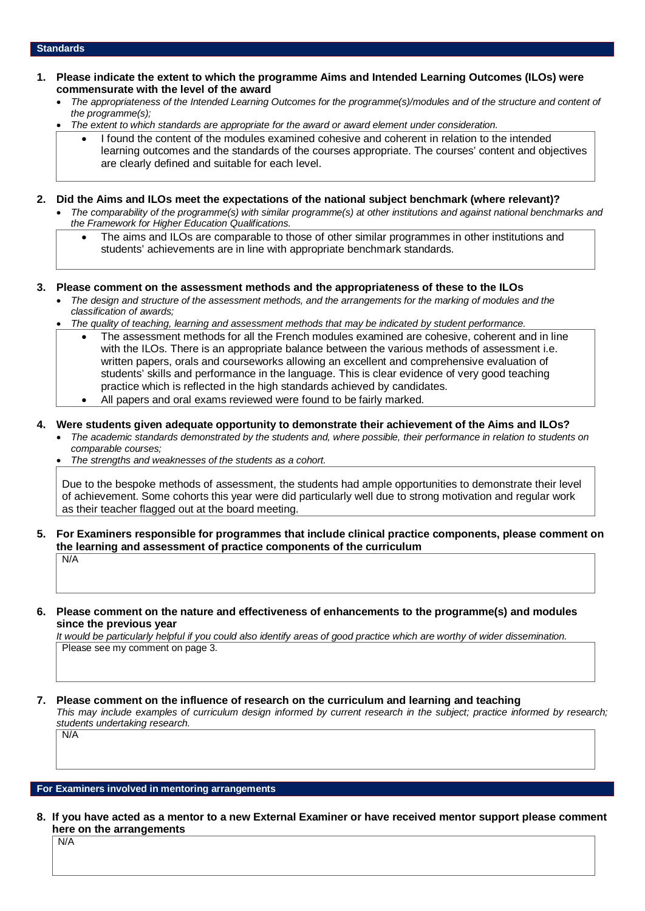## Standards

**1. Please indicate the extent to which the programme Aims and Intended Learning Outcomes (ILOs) were commensurate with the level of the award**

- *The appropriateness of the Intended Learning Outcomes for the programme(s)/modules and of the structure and content of the programme(s);*
- *The extent to which standards are appropriate for the award or award element under consideration.*

- I found the content of the modules examined cohesive and coherent in relation to the intended learning outcomes and the standards of the courses appropriate. The courses' content and objectives are clearly defined and suitable for each level.

**2. Did the Aims and ILOs meet the expectations of the national subject benchmark (where relevant)?**

- *The comparability of the programme(s) with similar programme(s) at other institutions and against national benchmarks and the Framework for Higher Education Qualifications.*

- The aims and ILOs are comparable to those of other similar programmes in other institutions and students' achievements are in line with appropriate benchmark standards.

**3. Please comment on the assessment methods and the appropriateness of these to the ILOs**

- *The design and structure of the assessment methods, and the arrangements for the marking of modules and the classification of awards;*
- *The quality of teaching, learning and assessment methods that may be indicated by student performance.*

- The assessment methods for all the French modules examined are cohesive, coherent and in line with the ILOs. There is an appropriate balance between the various methods of assessment i.e. written papers, orals and courseworks allowing an excellent and comprehensive evaluation of students' skills and performance in the language. This is clear evidence of very good teaching practice which is reflected in the high standards achieved by candidates.
- All papers and oral exams reviewed were found to be fairly marked.

**4. Were students given adequate opportunity to demonstrate their achievement of the Aims and ILOs?**

- *The academic standards demonstrated by the students and, where possible, their performance in relation to students on comparable courses;*
- *The strengths and weaknesses of the students as a cohort.*

Due to the bespoke methods of assessment, the students had ample opportunities to demonstrate their level of achievement. Some cohorts this year were did particularly well due to strong motivation and regular work as their teacher flagged out at the board meeting.

**5. For Examiners responsible for programmes that include clinical practice components, please comment on the learning and assessment of practice components of the curriculum**

N/A

**6. Please comment on the nature and effectiveness of enhancements to the programme(s) and modules since the previous year**

*It would be particularly helpful if you could also identify areas of good practice which are worthy of wider dissemination.*

Please see my comment on page 3.

**7. Please comment on the influence of research on the curriculum and learning and teaching**

*This may include examples of curriculum design informed by current research in the subject; practice informed by research; students undertaking research.*

N/A

## For Examiners involved in mentoring arrangements

**8. If you have acted as a mentor to a new External Examiner or have received mentor support please comment here on the arrangements**

N/A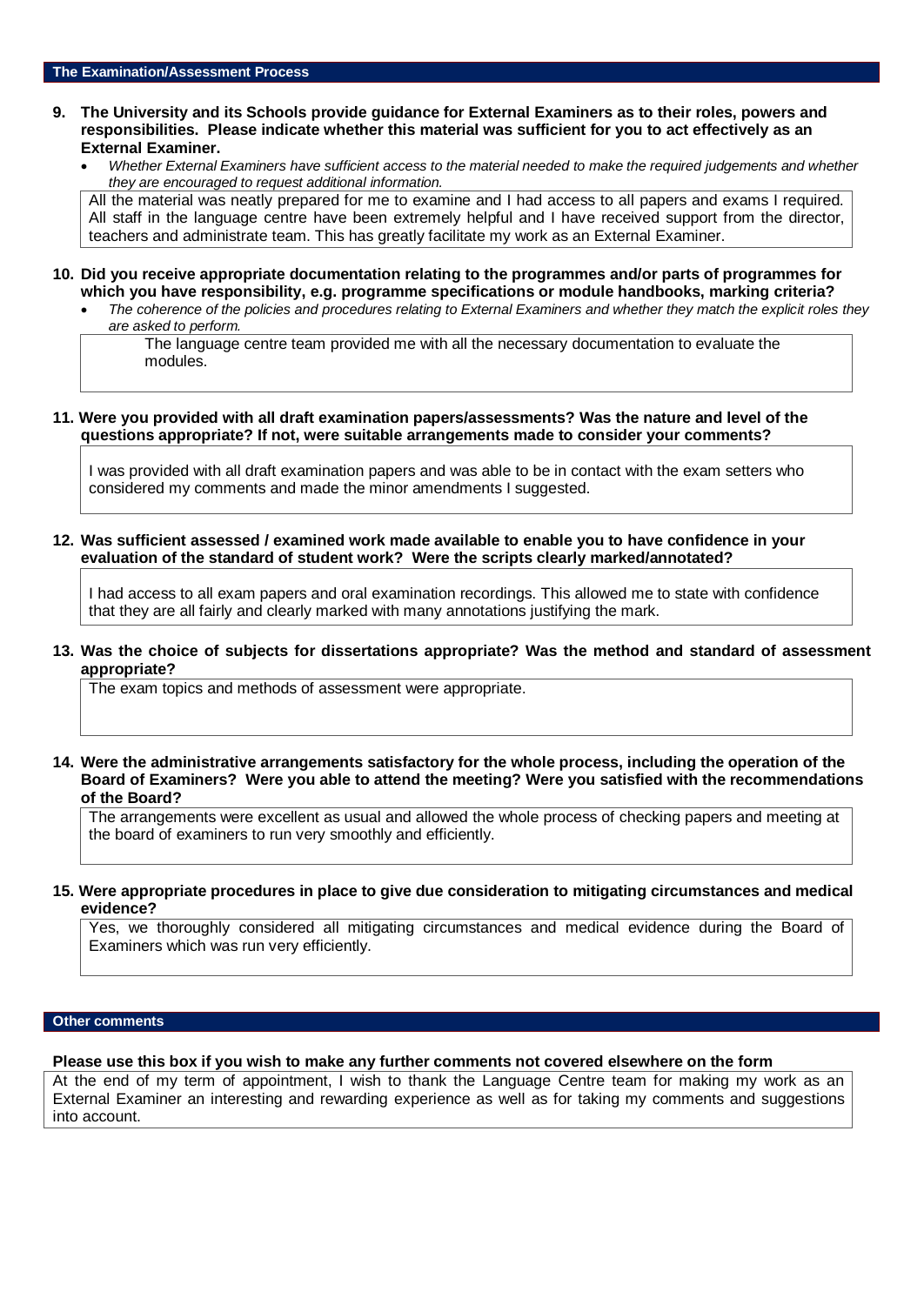## The Examination/Assessment Process

**9. The University and its Schools provide guidance for External Examiners as to their roles, powers and responsibilities. Please indicate whether this material was sufficient for you to act effectively as an External Examiner.**

- *Whether External Examiners have sufficient access to the material needed to make the required judgements and whether they are encouraged to request additional information.*

All the material was neatly prepared for me to examine and I had access to all papers and exams I required. All staff in the language centre have been extremely helpful and I have received support from the director, teachers and administrate team. This has greatly facilitate my work as an External Examiner.

**10. Did you receive appropriate documentation relating to the programmes and/or parts of programmes for which you have responsibility, e.g. programme specifications or module handbooks, marking criteria?**

- *The coherence of the policies and procedures relating to External Examiners and whether they match the explicit roles they are asked to perform.*

The language centre team provided me with all the necessary documentation to evaluate the modules.

**11. Were you provided with all draft examination papers/assessments? Was the nature and level of the questions appropriate? If not, were suitable arrangements made to consider your comments?**

I was provided with all draft examination papers and was able to be in contact with the exam setters who considered my comments and made the minor amendments I suggested.

**12. Was sufficient assessed / examined work made available to enable you to have confidence in your evaluation of the standard of student work? Were the scripts clearly marked/annotated?**

I had access to all exam papers and oral examination recordings. This allowed me to state with confidence that they are all fairly and clearly marked with many annotations justifying the mark.

**13. Was the choice of subjects for dissertations appropriate? Was the method and standard of assessment appropriate?**

The exam topics and methods of assessment were appropriate.

**14. Were the administrative arrangements satisfactory for the whole process, including the operation of the Board of Examiners? Were you able to attend the meeting? Were you satisfied with the recommendations of the Board?**

The arrangements were excellent as usual and allowed the whole process of checking papers and meeting at the board of examiners to run very smoothly and efficiently.

**15. Were appropriate procedures in place to give due consideration to mitigating circumstances and medical evidence?**

Yes, we thoroughly considered all mitigating circumstances and medical evidence during the Board of Examiners which was run very efficiently.

## Other comments

**Please use this box if you wish to make any further comments not covered elsewhere on the form**

At the end of my term of appointment, I wish to thank the Language Centre team for making my work as an External Examiner an interesting and rewarding experience as well as for taking my comments and suggestions into account.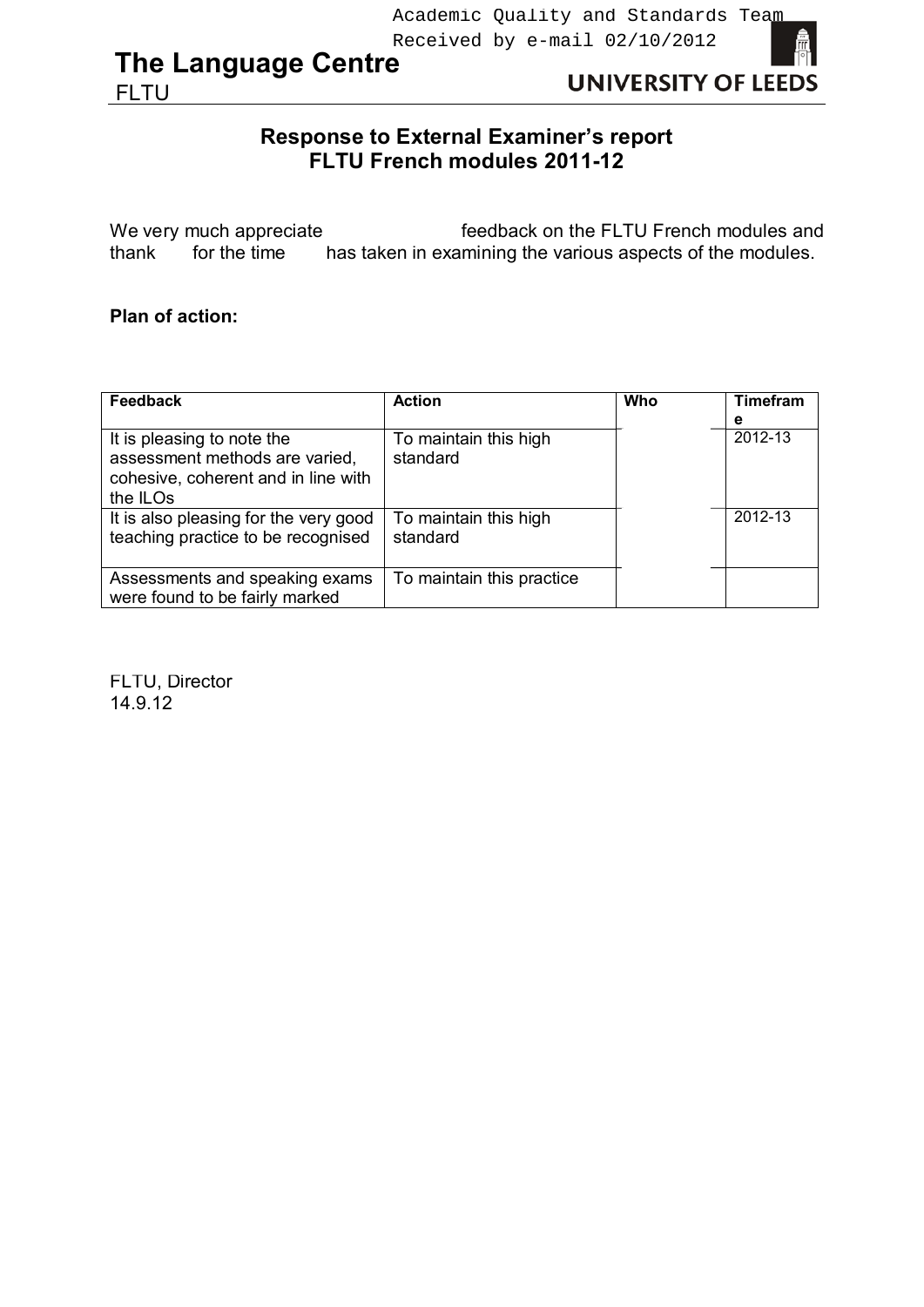Academic Quality and Standards Team
Received by e-mail 02/10/2012

**The Language Centre**
FLTU

UNIVERSITY OF LEEDS

## Response to External Examiner's report
## FLTU French modules 2011-12

We very much appreciate feedback on the FLTU French modules and thank for the time has taken in examining the various aspects of the modules.

**Plan of action:**

| Feedback | Action | Who | Timeframe |
|---|---|---|---|
| It is pleasing to note the assessment methods are varied, cohesive, coherent and in line with the ILOs | To maintain this high standard | | 2012-13 |
| It is also pleasing for the very good teaching practice to be recognised | To maintain this high standard | | 2012-13 |
| Assessments and speaking exams were found to be fairly marked | To maintain this practice | | |

FLTU, Director
14.9.12